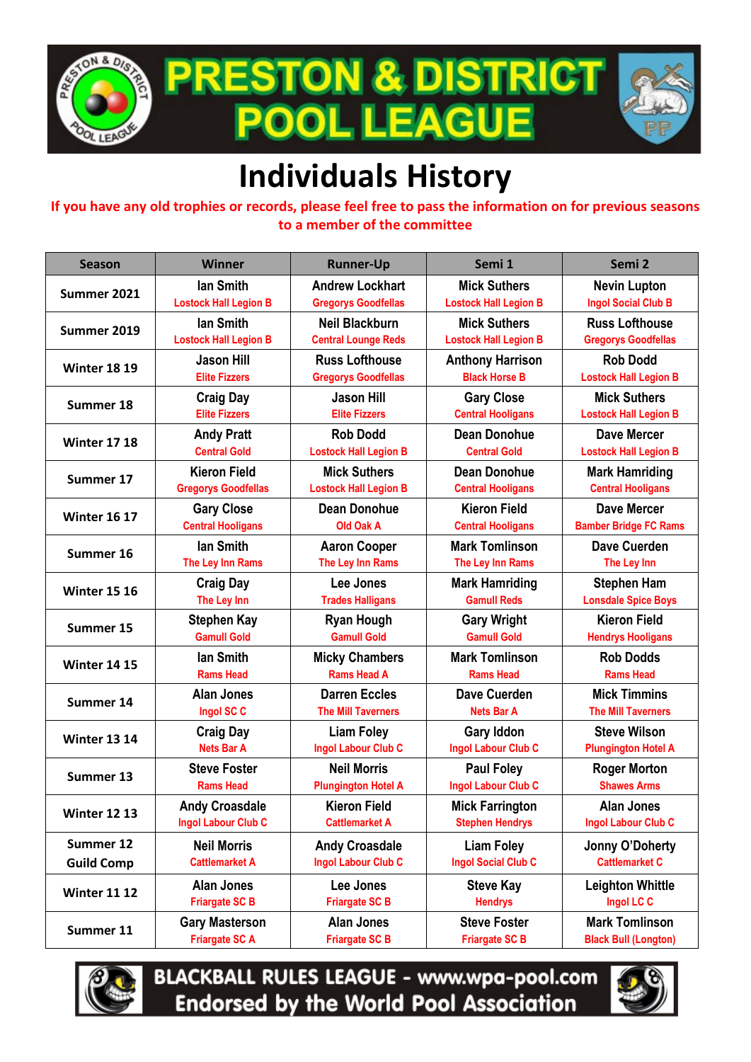# PRESTON & DISTRICT POOL LEAGUE

# Individuals History

**If you have any old trophies or records, please feel free to pass the information on for previous seasons to a member of the committee**

| Season | Winner | Runner-Up | Semi 1 | Semi 2 |
|---|---|---|---|---|
| Summer 2021 | Ian Smith<br>Lostock Hall Legion B | Andrew Lockhart<br>Gregorys Goodfellas | Mick Suthers<br>Lostock Hall Legion B | Nevin Lupton<br>Ingol Social Club B |
| Summer 2019 | Ian Smith<br>Lostock Hall Legion B | Neil Blackburn<br>Central Lounge Reds | Mick Suthers<br>Lostock Hall Legion B | Russ Lofthouse<br>Gregorys Goodfellas |
| Winter 18 19 | Jason Hill<br>Elite Fizzers | Russ Lofthouse<br>Gregorys Goodfellas | Anthony Harrison<br>Black Horse B | Rob Dodd<br>Lostock Hall Legion B |
| Summer 18 | Craig Day<br>Elite Fizzers | Jason Hill<br>Elite Fizzers | Gary Close<br>Central Hooligans | Mick Suthers<br>Lostock Hall Legion B |
| Winter 17 18 | Andy Pratt<br>Central Gold | Rob Dodd<br>Lostock Hall Legion B | Dean Donohue<br>Central Gold | Dave Mercer<br>Lostock Hall Legion B |
| Summer 17 | Kieron Field<br>Gregorys Goodfellas | Mick Suthers<br>Lostock Hall Legion B | Dean Donohue<br>Central Hooligans | Mark Hamriding<br>Central Hooligans |
| Winter 16 17 | Gary Close<br>Central Hooligans | Dean Donohue<br>Old Oak A | Kieron Field<br>Central Hooligans | Dave Mercer<br>Bamber Bridge FC Rams |
| Summer 16 | Ian Smith<br>The Ley Inn Rams | Aaron Cooper<br>The Ley Inn Rams | Mark Tomlinson<br>The Ley Inn Rams | Dave Cuerden<br>The Ley Inn |
| Winter 15 16 | Craig Day<br>The Ley Inn | Lee Jones<br>Trades Halligans | Mark Hamriding<br>Gamull Reds | Stephen Ham<br>Lonsdale Spice Boys |
| Summer 15 | Stephen Kay<br>Gamull Gold | Ryan Hough<br>Gamull Gold | Gary Wright<br>Gamull Gold | Kieron Field<br>Hendrys Hooligans |
| Winter 14 15 | Ian Smith<br>Rams Head | Micky Chambers<br>Rams Head A | Mark Tomlinson<br>Rams Head | Rob Dodds<br>Rams Head |
| Summer 14 | Alan Jones<br>Ingol SC C | Darren Eccles<br>The Mill Taverners | Dave Cuerden<br>Nets Bar A | Mick Timmins<br>The Mill Taverners |
| Winter 13 14 | Craig Day<br>Nets Bar A | Liam Foley<br>Ingol Labour Club C | Gary Iddon<br>Ingol Labour Club C | Steve Wilson<br>Plungington Hotel A |
| Summer 13 | Steve Foster<br>Rams Head | Neil Morris<br>Plungington Hotel A | Paul Foley<br>Ingol Labour Club C | Roger Morton<br>Shawes Arms |
| Winter 12 13 | Andy Croasdale<br>Ingol Labour Club C | Kieron Field<br>Cattlemarket A | Mick Farrington<br>Stephen Hendrys | Alan Jones<br>Ingol Labour Club C |
| Summer 12 Guild Comp | Neil Morris<br>Cattlemarket A | Andy Croasdale<br>Ingol Labour Club C | Liam Foley<br>Ingol Social Club C | Jonny O'Doherty<br>Cattlemarket C |
| Winter 11 12 | Alan Jones<br>Friargate SC B | Lee Jones<br>Friargate SC B | Steve Kay<br>Hendrys | Leighton Whittle<br>Ingol LC C |
| Summer 11 | Gary Masterson<br>Friargate SC A | Alan Jones<br>Friargate SC B | Steve Foster<br>Friargate SC B | Mark Tomlinson<br>Black Bull (Longton) |

BLACKBALL RULES LEAGUE - www.wpa-pool.com
Endorsed by the World Pool Association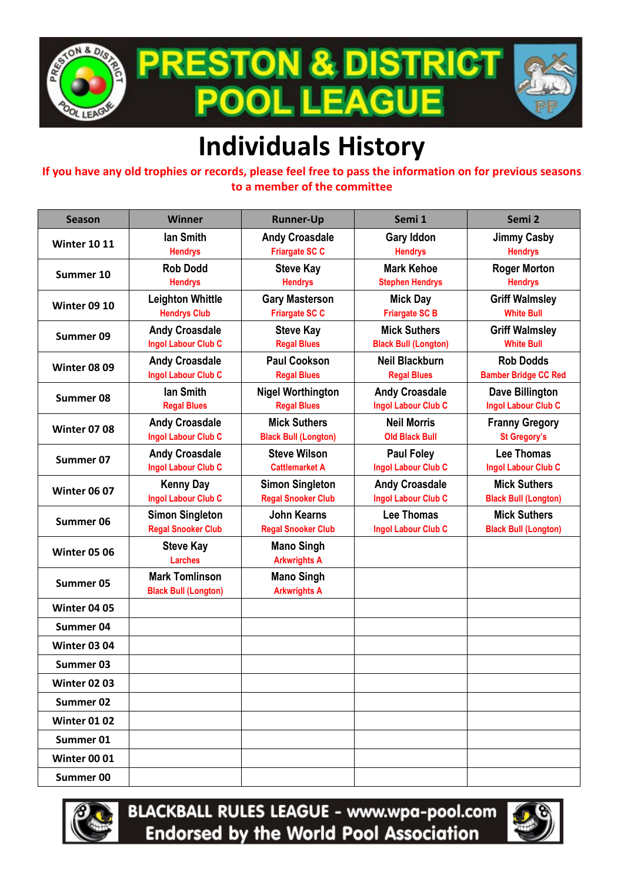# PRESTON & DISTRICT POOL LEAGUE

# Individuals History

If you have any old trophies or records, please feel free to pass the information on for previous seasons to a member of the committee

| Season | Winner | Runner-Up | Semi 1 | Semi 2 |
|---|---|---|---|---|
| Winter 10 11 | Ian Smith<br>Hendrys | Andy Croasdale<br>Friargate SC C | Gary Iddon<br>Hendrys | Jimmy Casby<br>Hendrys |
| Summer 10 | Rob Dodd<br>Hendrys | Steve Kay<br>Hendrys | Mark Kehoe<br>Stephen Hendrys | Roger Morton<br>Hendrys |
| Winter 09 10 | Leighton Whittle<br>Hendrys Club | Gary Masterson<br>Friargate SC C | Mick Day<br>Friargate SC B | Griff Walmsley<br>White Bull |
| Summer 09 | Andy Croasdale<br>Ingol Labour Club C | Steve Kay<br>Regal Blues | Mick Suthers<br>Black Bull (Longton) | Griff Walmsley<br>White Bull |
| Winter 08 09 | Andy Croasdale<br>Ingol Labour Club C | Paul Cookson<br>Regal Blues | Neil Blackburn<br>Regal Blues | Rob Dodds<br>Bamber Bridge CC Red |
| Summer 08 | Ian Smith<br>Regal Blues | Nigel Worthington<br>Regal Blues | Andy Croasdale<br>Ingol Labour Club C | Dave Billington<br>Ingol Labour Club C |
| Winter 07 08 | Andy Croasdale<br>Ingol Labour Club C | Mick Suthers<br>Black Bull (Longton) | Neil Morris<br>Old Black Bull | Franny Gregory<br>St Gregory's |
| Summer 07 | Andy Croasdale<br>Ingol Labour Club C | Steve Wilson<br>Cattlemarket A | Paul Foley<br>Ingol Labour Club C | Lee Thomas<br>Ingol Labour Club C |
| Winter 06 07 | Kenny Day<br>Ingol Labour Club C | Simon Singleton<br>Regal Snooker Club | Andy Croasdale<br>Ingol Labour Club C | Mick Suthers<br>Black Bull (Longton) |
| Summer 06 | Simon Singleton<br>Regal Snooker Club | John Kearns<br>Regal Snooker Club | Lee Thomas<br>Ingol Labour Club C | Mick Suthers<br>Black Bull (Longton) |
| Winter 05 06 | Steve Kay<br>Larches | Mano Singh<br>Arkwrights A | | |
| Summer 05 | Mark Tomlinson<br>Black Bull (Longton) | Mano Singh<br>Arkwrights A | | |
| Winter 04 05 | | | | |
| Summer 04 | | | | |
| Winter 03 04 | | | | |
| Summer 03 | | | | |
| Winter 02 03 | | | | |
| Summer 02 | | | | |
| Winter 01 02 | | | | |
| Summer 01 | | | | |
| Winter 00 01 | | | | |
| Summer 00 | | | | |

BLACKBALL RULES LEAGUE - www.wpa-pool.com
Endorsed by the World Pool Association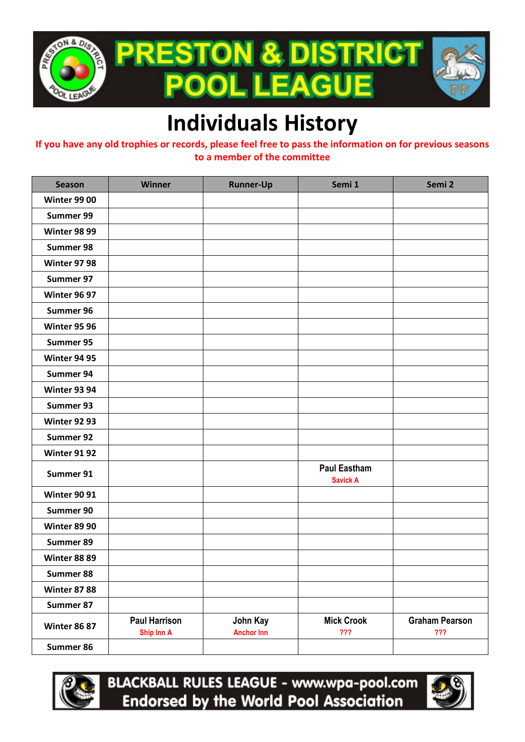# PRESTON & DISTRICT POOL LEAGUE

# Individuals History

**If you have any old trophies or records, please feel free to pass the information on for previous seasons to a member of the committee**

| Season | Winner | Runner-Up | Semi 1 | Semi 2 |
|---|---|---|---|---|
| Winter 99 00 | | | | |
| Summer 99 | | | | |
| Winter 98 99 | | | | |
| Summer 98 | | | | |
| Winter 97 98 | | | | |
| Summer 97 | | | | |
| Winter 96 97 | | | | |
| Summer 96 | | | | |
| Winter 95 96 | | | | |
| Summer 95 | | | | |
| Winter 94 95 | | | | |
| Summer 94 | | | | |
| Winter 93 94 | | | | |
| Summer 93 | | | | |
| Winter 92 93 | | | | |
| Summer 92 | | | | |
| Winter 91 92 | | | | |
| Summer 91 | | | Paul Eastham Savick A | |
| Winter 90 91 | | | | |
| Summer 90 | | | | |
| Winter 89 90 | | | | |
| Summer 89 | | | | |
| Winter 88 89 | | | | |
| Summer 88 | | | | |
| Winter 87 88 | | | | |
| Summer 87 | | | | |
| Winter 86 87 | Paul Harrison Ship Inn A | John Kay Anchor Inn | Mick Crook ??? | Graham Pearson ??? |
| Summer 86 | | | | |

BLACKBALL RULES LEAGUE - www.wpa-pool.com
Endorsed by the World Pool Association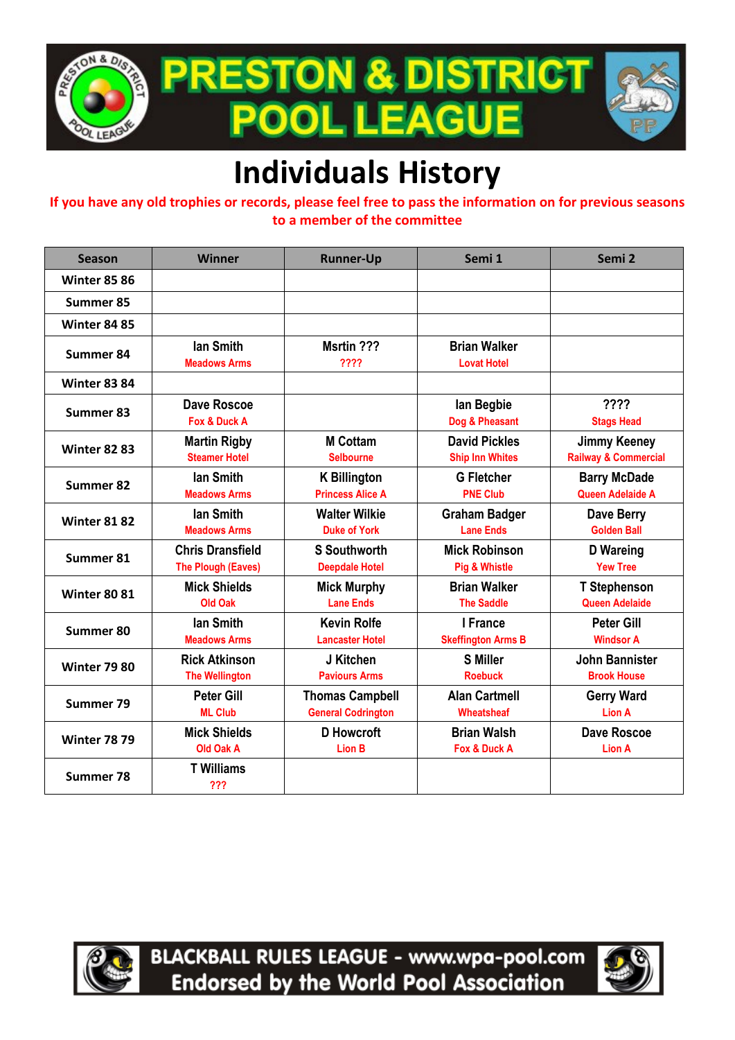# PRESTON & DISTRICT POOL LEAGUE

# Individuals History

**If you have any old trophies or records, please feel free to pass the information on for previous seasons to a member of the committee**

| Season | Winner | Runner-Up | Semi 1 | Semi 2 |
|---|---|---|---|---|
| Winter 85 86 | | | | |
| Summer 85 | | | | |
| Winter 84 85 | | | | |
| Summer 84 | Ian Smith<br>Meadows Arms | Msrtin ???<br>???? | Brian Walker<br>Lovat Hotel | |
| Winter 83 84 | | | | |
| Summer 83 | Dave Roscoe<br>Fox & Duck A | | Ian Begbie<br>Dog & Pheasant | ????<br>Stags Head |
| Winter 82 83 | Martin Rigby<br>Steamer Hotel | M Cottam<br>Selbourne | David Pickles<br>Ship Inn Whites | Jimmy Keeney<br>Railway & Commercial |
| Summer 82 | Ian Smith<br>Meadows Arms | K Billington<br>Princess Alice A | G Fletcher<br>PNE Club | Barry McDade<br>Queen Adelaide A |
| Winter 81 82 | Ian Smith<br>Meadows Arms | Walter Wilkie<br>Duke of York | Graham Badger<br>Lane Ends | Dave Berry<br>Golden Ball |
| Summer 81 | Chris Dransfield<br>The Plough (Eaves) | S Southworth<br>Deepdale Hotel | Mick Robinson<br>Pig & Whistle | D Wareing<br>Yew Tree |
| Winter 80 81 | Mick Shields<br>Old Oak | Mick Murphy<br>Lane Ends | Brian Walker<br>The Saddle | T Stephenson<br>Queen Adelaide |
| Summer 80 | Ian Smith<br>Meadows Arms | Kevin Rolfe<br>Lancaster Hotel | I France<br>Skeffington Arms B | Peter Gill<br>Windsor A |
| Winter 79 80 | Rick Atkinson<br>The Wellington | J Kitchen<br>Paviours Arms | S Miller<br>Roebuck | John Bannister<br>Brook House |
| Summer 79 | Peter Gill<br>ML Club | Thomas Campbell<br>General Codrington | Alan Cartmell<br>Wheatsheaf | Gerry Ward<br>Lion A |
| Winter 78 79 | Mick Shields<br>Old Oak A | D Howcroft<br>Lion B | Brian Walsh<br>Fox & Duck A | Dave Roscoe<br>Lion A |
| Summer 78 | T Williams<br>??? | | | |

BLACKBALL RULES LEAGUE - www.wpa-pool.com
Endorsed by the World Pool Association